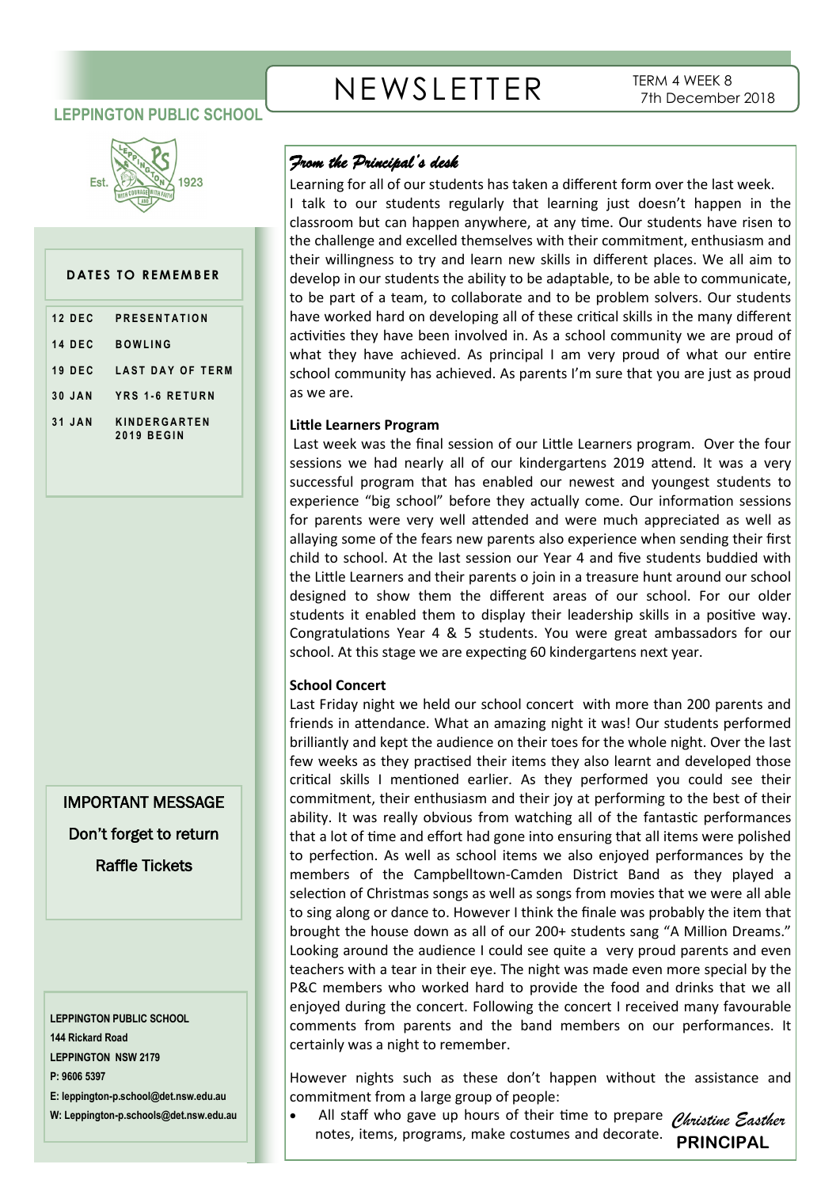# NEWSLETTER

TERM 4 WEEK 8
7th December 2018

**LEPPINGTON PUBLIC SCHOOL**

Est. 1923

## DATES TO REMEMBER

| | |
|---|---|
| 12 DEC | PRESENTATION |
| 14 DEC | BOWLING |
| 19 DEC | LAST DAY OF TERM |
| 30 JAN | YRS 1-6 RETURN |
| 31 JAN | KINDERGARTEN 2019 BEGIN |

## IMPORTANT MESSAGE

Don't forget to return Raffle Tickets

**LEPPINGTON PUBLIC SCHOOL**
**144 Rickard Road**
**LEPPINGTON NSW 2179**
**P: 9606 5397**
**E: leppington-p.school@det.nsw.edu.au**
**W: Leppington-p.schools@det.nsw.edu.au**

## *From the Principal's desk*

Learning for all of our students has taken a different form over the last week.
I talk to our students regularly that learning just doesn't happen in the classroom but can happen anywhere, at any time. Our students have risen to the challenge and excelled themselves with their commitment, enthusiasm and their willingness to try and learn new skills in different places. We all aim to develop in our students the ability to be adaptable, to be able to communicate, to be part of a team, to collaborate and to be problem solvers. Our students have worked hard on developing all of these critical skills in the many different activities they have been involved in. As a school community we are proud of what they have achieved. As principal I am very proud of what our entire school community has achieved. As parents I'm sure that you are just as proud as we are.

**Little Learners Program**

Last week was the final session of our Little Learners program. Over the four sessions we had nearly all of our kindergartens 2019 attend. It was a very successful program that has enabled our newest and youngest students to experience "big school" before they actually come. Our information sessions for parents were very well attended and were much appreciated as well as allaying some of the fears new parents also experience when sending their first child to school. At the last session our Year 4 and five students buddied with the Little Learners and their parents o join in a treasure hunt around our school designed to show them the different areas of our school. For our older students it enabled them to display their leadership skills in a positive way. Congratulations Year 4 & 5 students. You were great ambassadors for our school. At this stage we are expecting 60 kindergartens next year.

**School Concert**

Last Friday night we held our school concert with more than 200 parents and friends in attendance. What an amazing night it was! Our students performed brilliantly and kept the audience on their toes for the whole night. Over the last few weeks as they practised their items they also learnt and developed those critical skills I mentioned earlier. As they performed you could see their commitment, their enthusiasm and their joy at performing to the best of their ability. It was really obvious from watching all of the fantastic performances that a lot of time and effort had gone into ensuring that all items were polished to perfection. As well as school items we also enjoyed performances by the members of the Campbelltown-Camden District Band as they played a selection of Christmas songs as well as songs from movies that we were all able to sing along or dance to. However I think the finale was probably the item that brought the house down as all of our 200+ students sang "A Million Dreams." Looking around the audience I could see quite a very proud parents and even teachers with a tear in their eye. The night was made even more special by the P&C members who worked hard to provide the food and drinks that we all enjoyed during the concert. Following the concert I received many favourable comments from parents and the band members on our performances. It certainly was a night to remember.

However nights such as these don't happen without the assistance and commitment from a large group of people:

- All staff who gave up hours of their time to prepare notes, items, programs, make costumes and decorate.

*Christine Easther*
**PRINCIPAL**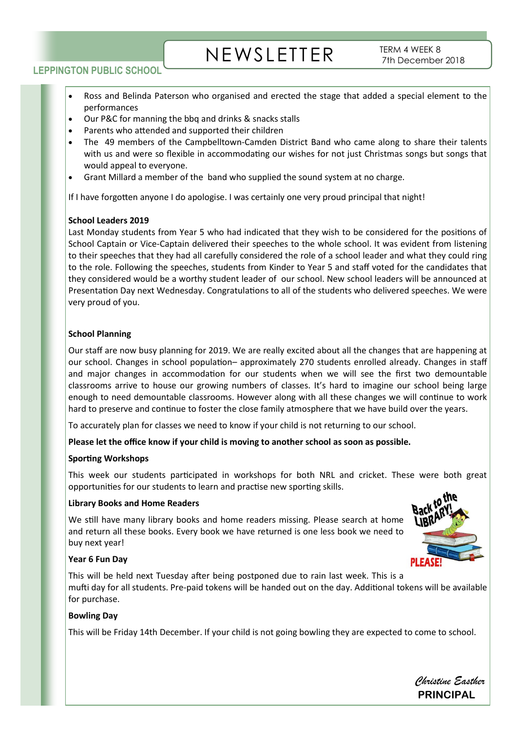- Ross and Belinda Paterson who organised and erected the stage that added a special element to the performances
- Our P&C for manning the bbq and drinks & snacks stalls
- Parents who attended and supported their children
- The 49 members of the Campbelltown-Camden District Band who came along to share their talents with us and were so flexible in accommodating our wishes for not just Christmas songs but songs that would appeal to everyone.
- Grant Millard a member of the band who supplied the sound system at no charge.

If I have forgotten anyone I do apologise. I was certainly one very proud principal that night!

**School Leaders 2019**

Last Monday students from Year 5 who had indicated that they wish to be considered for the positions of School Captain or Vice-Captain delivered their speeches to the whole school. It was evident from listening to their speeches that they had all carefully considered the role of a school leader and what they could ring to the role. Following the speeches, students from Kinder to Year 5 and staff voted for the candidates that they considered would be a worthy student leader of our school. New school leaders will be announced at Presentation Day next Wednesday. Congratulations to all of the students who delivered speeches. We were very proud of you.

**School Planning**

Our staff are now busy planning for 2019. We are really excited about all the changes that are happening at our school. Changes in school population– approximately 270 students enrolled already. Changes in staff and major changes in accommodation for our students when we will see the first two demountable classrooms arrive to house our growing numbers of classes. It's hard to imagine our school being large enough to need demountable classrooms. However along with all these changes we will continue to work hard to preserve and continue to foster the close family atmosphere that we have build over the years.

To accurately plan for classes we need to know if your child is not returning to our school.

**Please let the office know if your child is moving to another school as soon as possible.**

**Sporting Workshops**

This week our students participated in workshops for both NRL and cricket. These were both great opportunities for our students to learn and practise new sporting skills.

**Library Books and Home Readers**

We still have many library books and home readers missing. Please search at home and return all these books. Every book we have returned is one less book we need to buy next year!

**Year 6 Fun Day**

This will be held next Tuesday after being postponed due to rain last week. This is a mufti day for all students. Pre-paid tokens will be handed out on the day. Additional tokens will be available for purchase.

**Bowling Day**

This will be Friday 14th December. If your child is not going bowling they are expected to come to school.

*Christine Easther*
**PRINCIPAL**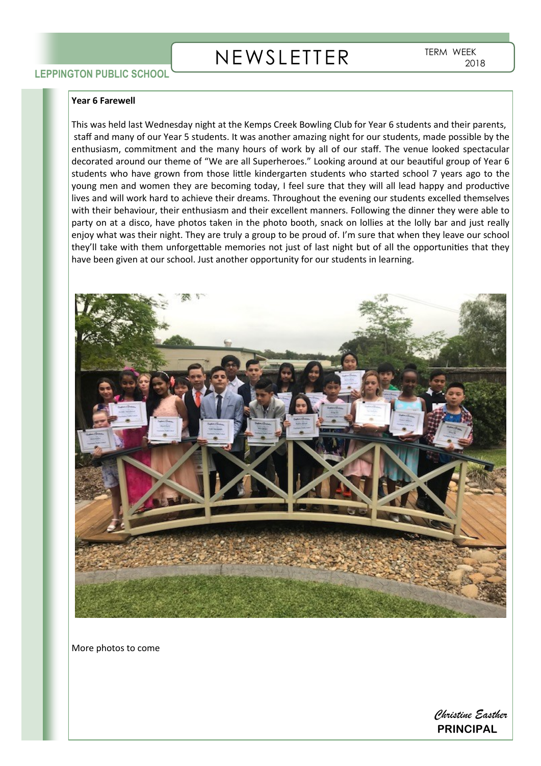## Year 6 Farewell

This was held last Wednesday night at the Kemps Creek Bowling Club for Year 6 students and their parents, staff and many of our Year 5 students. It was another amazing night for our students, made possible by the enthusiasm, commitment and the many hours of work by all of our staff. The venue looked spectacular decorated around our theme of "We are all Superheroes." Looking around at our beautiful group of Year 6 students who have grown from those little kindergarten students who started school 7 years ago to the young men and women they are becoming today, I feel sure that they will all lead happy and productive lives and will work hard to achieve their dreams. Throughout the evening our students excelled themselves with their behaviour, their enthusiasm and their excellent manners. Following the dinner they were able to party on at a disco, have photos taken in the photo booth, snack on lollies at the lolly bar and just really enjoy what was their night. They are truly a group to be proud of. I'm sure that when they leave our school they'll take with them unforgettable memories not just of last night but of all the opportunities that they have been given at our school. Just another opportunity for our students in learning.

More photos to come

*Christine Easther*
**PRINCIPAL**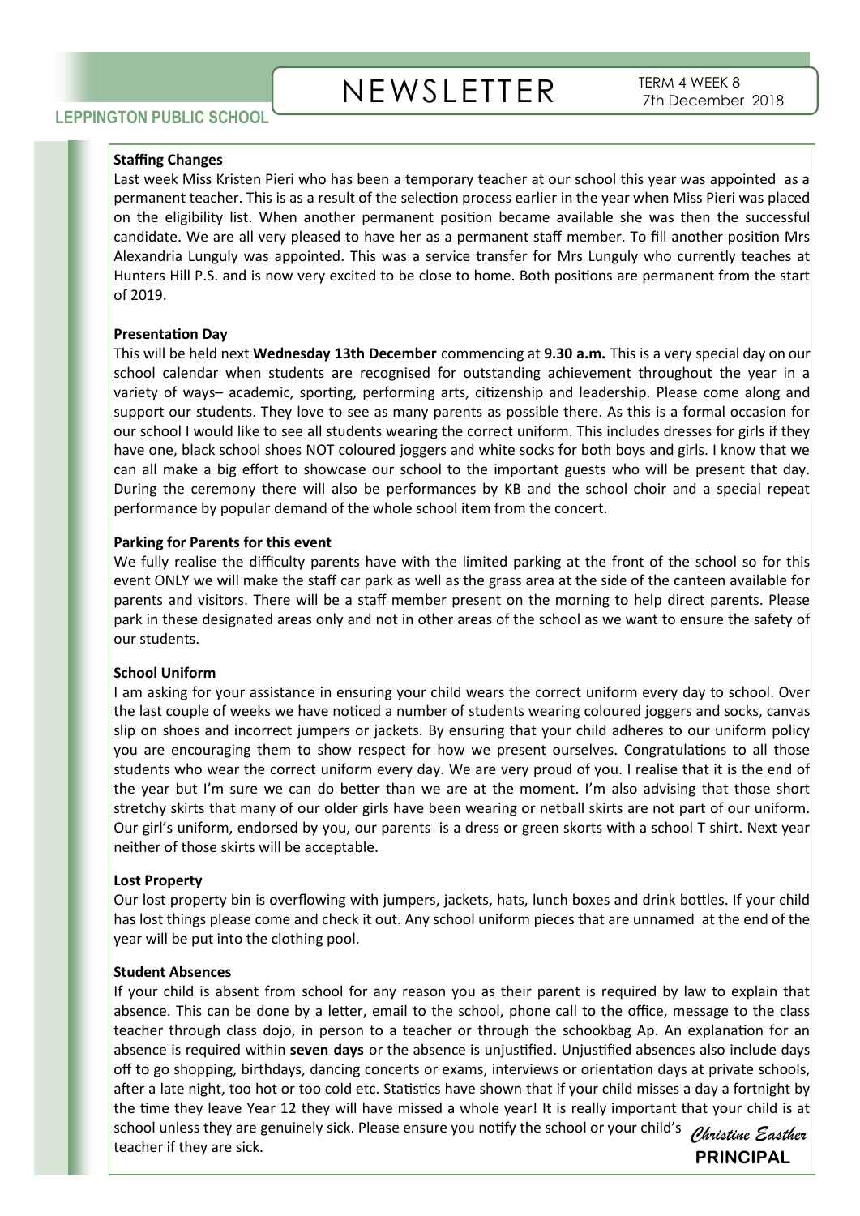# NEWSLETTER

TERM 4 WEEK 8
7th December 2018

**LEPPINGTON PUBLIC SCHOOL**

### Staffing Changes

Last week Miss Kristen Pieri who has been a temporary teacher at our school this year was appointed as a permanent teacher. This is as a result of the selection process earlier in the year when Miss Pieri was placed on the eligibility list. When another permanent position became available she was then the successful candidate. We are all very pleased to have her as a permanent staff member. To fill another position Mrs Alexandria Lunguly was appointed. This was a service transfer for Mrs Lunguly who currently teaches at Hunters Hill P.S. and is now very excited to be close to home. Both positions are permanent from the start of 2019.

### Presentation Day

This will be held next **Wednesday 13th December** commencing at **9.30 a.m.** This is a very special day on our school calendar when students are recognised for outstanding achievement throughout the year in a variety of ways– academic, sporting, performing arts, citizenship and leadership. Please come along and support our students. They love to see as many parents as possible there. As this is a formal occasion for our school I would like to see all students wearing the correct uniform. This includes dresses for girls if they have one, black school shoes NOT coloured joggers and white socks for both boys and girls. I know that we can all make a big effort to showcase our school to the important guests who will be present that day. During the ceremony there will also be performances by KB and the school choir and a special repeat performance by popular demand of the whole school item from the concert.

### Parking for Parents for this event

We fully realise the difficulty parents have with the limited parking at the front of the school so for this event ONLY we will make the staff car park as well as the grass area at the side of the canteen available for parents and visitors. There will be a staff member present on the morning to help direct parents. Please park in these designated areas only and not in other areas of the school as we want to ensure the safety of our students.

### School Uniform

I am asking for your assistance in ensuring your child wears the correct uniform every day to school. Over the last couple of weeks we have noticed a number of students wearing coloured joggers and socks, canvas slip on shoes and incorrect jumpers or jackets. By ensuring that your child adheres to our uniform policy you are encouraging them to show respect for how we present ourselves. Congratulations to all those students who wear the correct uniform every day. We are very proud of you. I realise that it is the end of the year but I'm sure we can do better than we are at the moment. I'm also advising that those short stretchy skirts that many of our older girls have been wearing or netball skirts are not part of our uniform. Our girl's uniform, endorsed by you, our parents is a dress or green skorts with a school T shirt. Next year neither of those skirts will be acceptable.

### Lost Property

Our lost property bin is overflowing with jumpers, jackets, hats, lunch boxes and drink bottles. If your child has lost things please come and check it out. Any school uniform pieces that are unnamed at the end of the year will be put into the clothing pool.

### Student Absences

If your child is absent from school for any reason you as their parent is required by law to explain that absence. This can be done by a letter, email to the school, phone call to the office, message to the class teacher through class dojo, in person to a teacher or through the schookbag Ap. An explanation for an absence is required within **seven days** or the absence is unjustified. Unjustified absences also include days off to go shopping, birthdays, dancing concerts or exams, interviews or orientation days at private schools, after a late night, too hot or too cold etc. Statistics have shown that if your child misses a day a fortnight by the time they leave Year 12 they will have missed a whole year! It is really important that your child is at school unless they are genuinely sick. Please ensure you notify the school or your child's teacher if they are sick.

*Christine Easther*
**PRINCIPAL**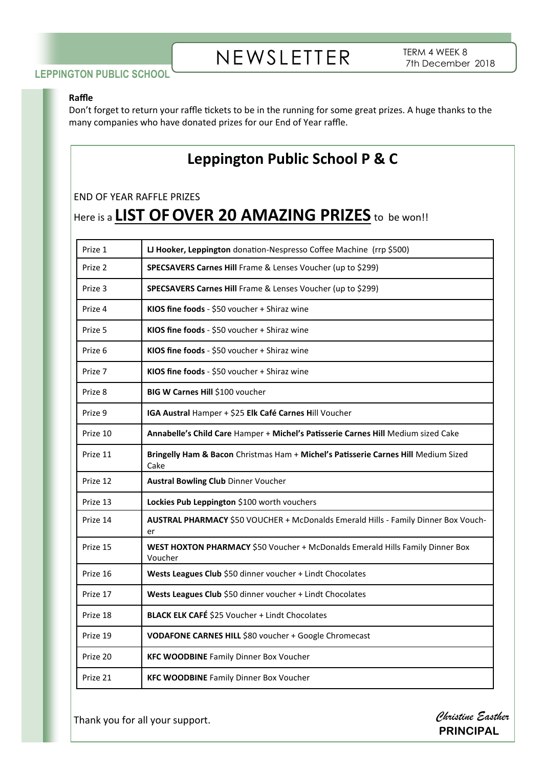**Raffle**

Don't forget to return your raffle tickets to be in the running for some great prizes. A huge thanks to the many companies who have donated prizes for our End of Year raffle.

## Leppington Public School P & C

END OF YEAR RAFFLE PRIZES

Here is a **LIST OF OVER 20 AMAZING PRIZES** to be won!!

| | |
|---|---|
| Prize 1 | **LJ Hooker, Leppington** donation-Nespresso Coffee Machine (rrp $500) |
| Prize 2 | **SPECSAVERS Carnes Hill** Frame & Lenses Voucher (up to $299) |
| Prize 3 | **SPECSAVERS Carnes Hill** Frame & Lenses Voucher (up to $299) |
| Prize 4 | **KIOS fine foods** - $50 voucher + Shiraz wine |
| Prize 5 | **KIOS fine foods** - $50 voucher + Shiraz wine |
| Prize 6 | **KIOS fine foods** - $50 voucher + Shiraz wine |
| Prize 7 | **KIOS fine foods** - $50 voucher + Shiraz wine |
| Prize 8 | **BIG W Carnes Hill** $100 voucher |
| Prize 9 | **IGA Austral** Hamper + $25 **Elk Café Carnes H**ill Voucher |
| Prize 10 | **Annabelle's Child Care** Hamper + **Michel's Patisserie Carnes Hill** Medium sized Cake |
| Prize 11 | **Bringelly Ham & Bacon** Christmas Ham + **Michel's Patisserie Carnes Hill** Medium Sized Cake |
| Prize 12 | **Austral Bowling Club** Dinner Voucher |
| Prize 13 | **Lockies Pub Leppington** $100 worth vouchers |
| Prize 14 | **AUSTRAL PHARMACY** $50 VOUCHER + McDonalds Emerald Hills - Family Dinner Box Voucher |
| Prize 15 | **WEST HOXTON PHARMACY** $50 Voucher + McDonalds Emerald Hills Family Dinner Box Voucher |
| Prize 16 | **Wests Leagues Club** $50 dinner voucher + Lindt Chocolates |
| Prize 17 | **Wests Leagues Club** $50 dinner voucher + Lindt Chocolates |
| Prize 18 | **BLACK ELK CAFÉ** $25 Voucher + Lindt Chocolates |
| Prize 19 | **VODAFONE CARNES HILL** $80 voucher + Google Chromecast |
| Prize 20 | **KFC WOODBINE** Family Dinner Box Voucher |
| Prize 21 | **KFC WOODBINE** Family Dinner Box Voucher |

Thank you for all your support.

*Christine Easther*

**PRINCIPAL**